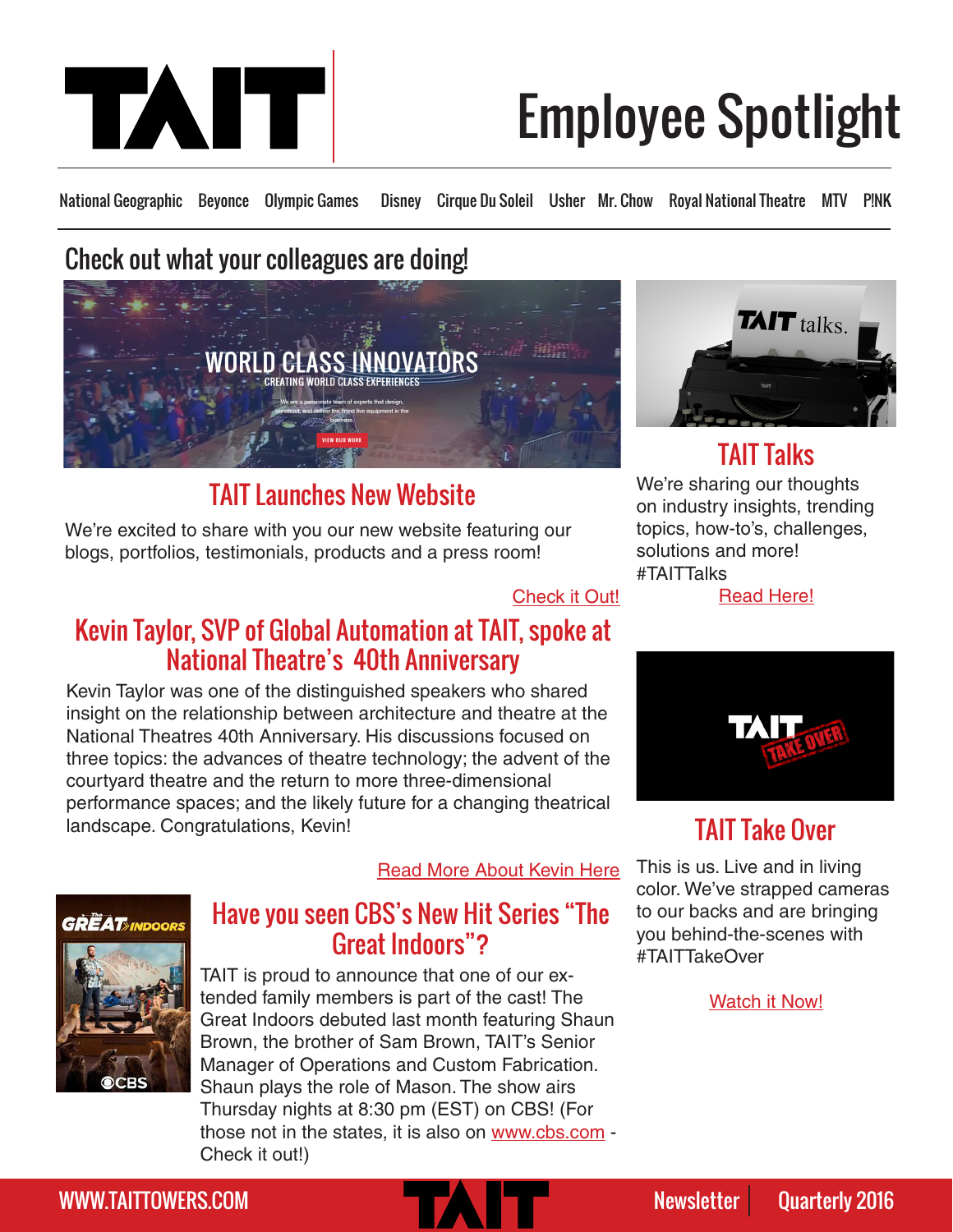# TAIT Employee Spotlight

National Geographic Beyonce Olympic Games Disney Cirque Du Soleil Usher Mr. Chow Royal National Theatre MTV P!NK

## Check out what your colleagues are doing!

### TAIT Launches New Website

We're excited to share with you our new website featuring our blogs, portfolios, testimonials, products and a press room!

Check it Out!

### Kevin Taylor, SVP of Global Automation at TAIT, spoke at National Theatre's 40th Anniversary

Kevin Taylor was one of the distinguished speakers who shared insight on the relationship between architecture and theatre at the National Theatres 40th Anniversary. His discussions focused on three topics: the advances of theatre technology; the advent of the courtyard theatre and the return to more three-dimensional performance spaces; and the likely future for a changing theatrical landscape. Congratulations, Kevin!

Read More About Kevin Here

### Have you seen CBS's New Hit Series "The Great Indoors"?

TAIT is proud to announce that one of our extended family members is part of the cast! The Great Indoors debuted last month featuring Shaun Brown, the brother of Sam Brown, TAIT's Senior Manager of Operations and Custom Fabrication. Shaun plays the role of Mason. The show airs Thursday nights at 8:30 pm (EST) on CBS! (For those not in the states, it is also on www.cbs.com - Check it out!)

### TAIT Talks

We're sharing our thoughts on industry insights, trending topics, how-to's, challenges, solutions and more! #TAITTalks

Read Here!

### TAIT Take Over

This is us. Live and in living color. We've strapped cameras to our backs and are bringing you behind-the-scenes with #TAITTakeOver

Watch it Now!

WWW.TAITTOWERS.COM | Newsletter | Quarterly 2016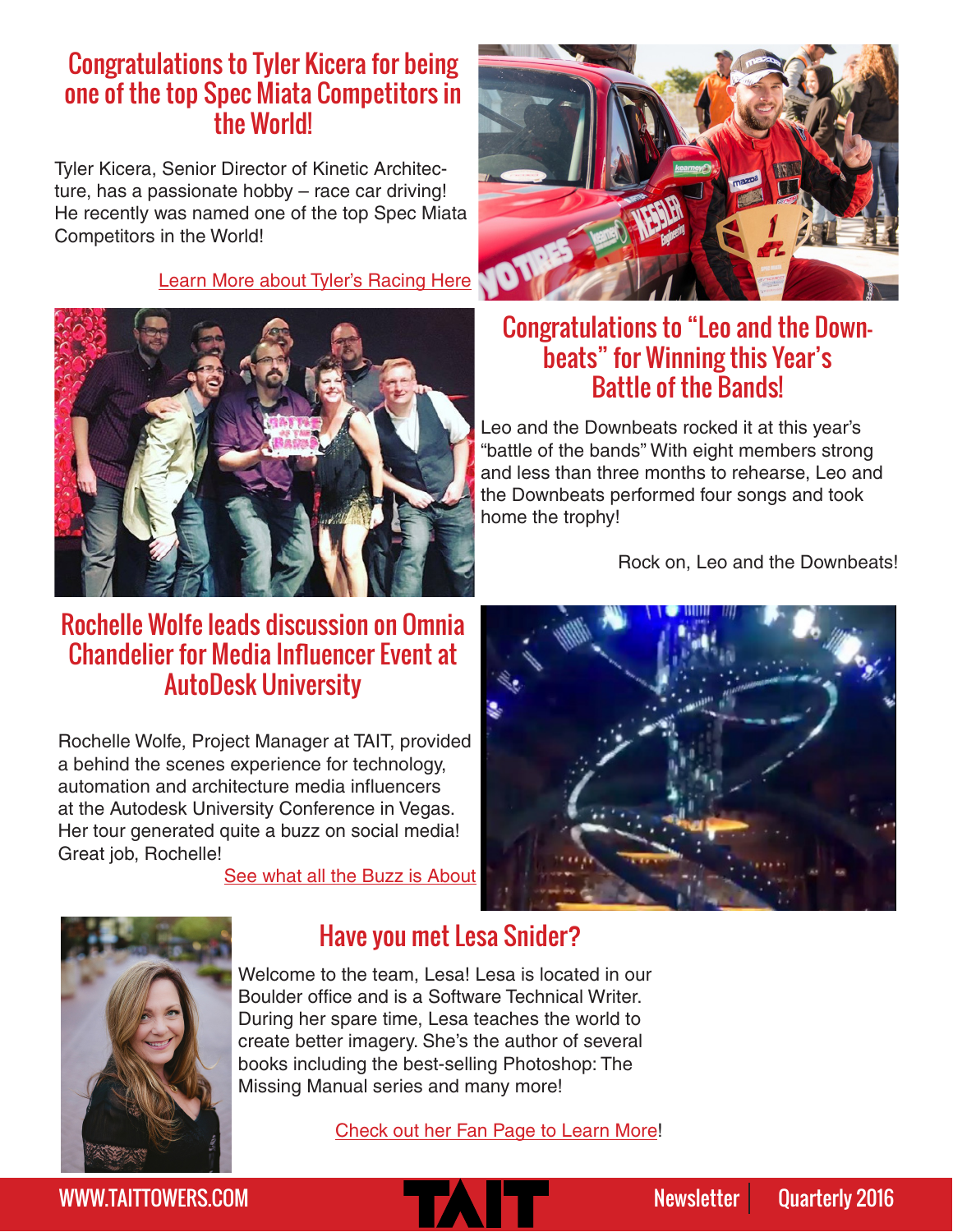## Congratulations to Tyler Kicera for being one of the top Spec Miata Competitors in the World!

Tyler Kicera, Senior Director of Kinetic Architecture, has a passionate hobby – race car driving! He recently was named one of the top Spec Miata Competitors in the World!

Learn More about Tyler's Racing Here

## Congratulations to "Leo and the Downbeats" for Winning this Year's Battle of the Bands!

Leo and the Downbeats rocked it at this year's "battle of the bands" With eight members strong and less than three months to rehearse, Leo and the Downbeats performed four songs and took home the trophy!

Rock on, Leo and the Downbeats!

## Rochelle Wolfe leads discussion on Omnia Chandelier for Media Influencer Event at AutoDesk University

Rochelle Wolfe, Project Manager at TAIT, provided a behind the scenes experience for technology, automation and architecture media influencers at the Autodesk University Conference in Vegas. Her tour generated quite a buzz on social media! Great job, Rochelle!

See what all the Buzz is About

## Have you met Lesa Snider?

Welcome to the team, Lesa! Lesa is located in our Boulder office and is a Software Technical Writer. During her spare time, Lesa teaches the world to create better imagery. She's the author of several books including the best-selling Photoshop: The Missing Manual series and many more!

Check out her Fan Page to Learn More!